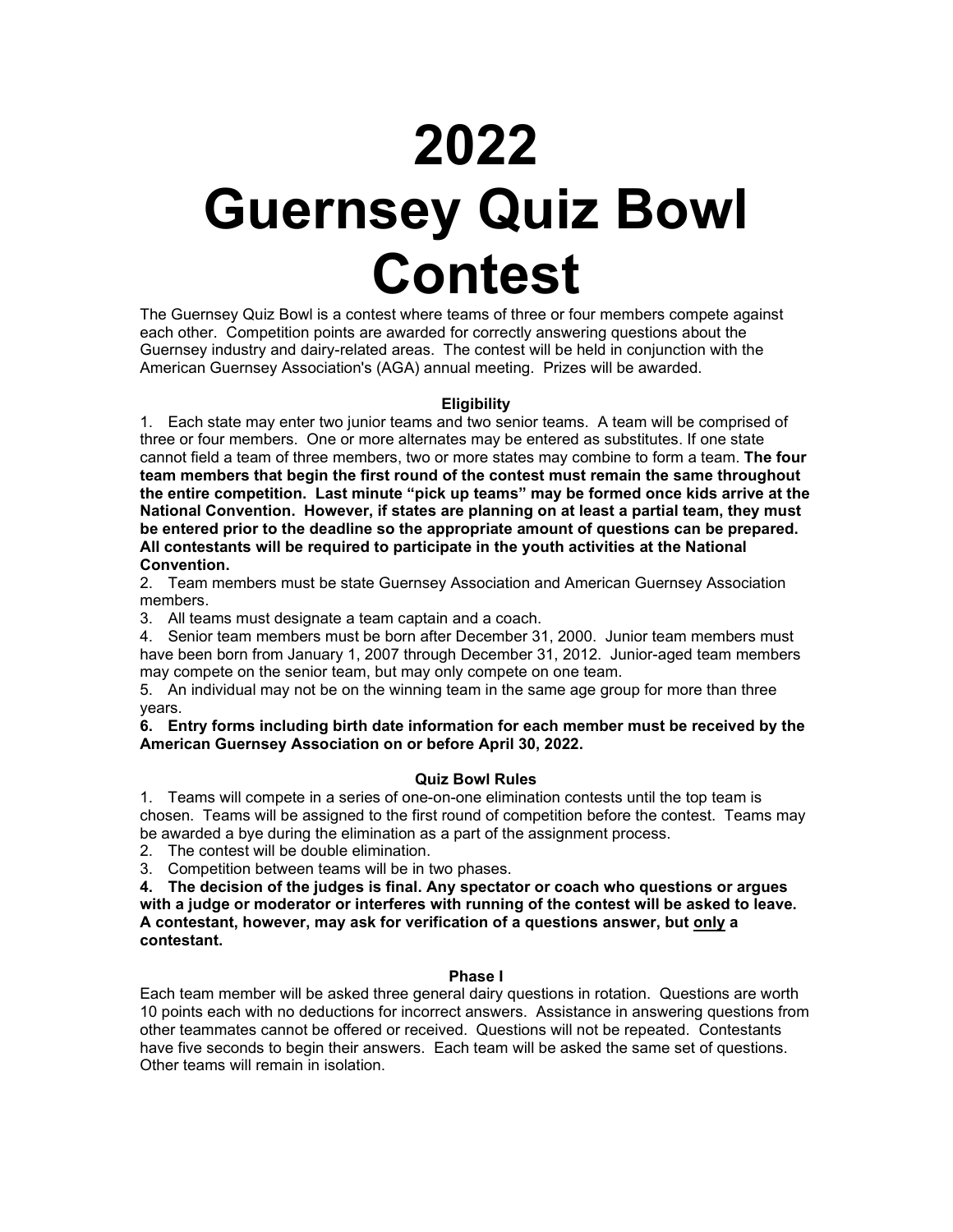# 2022 Guernsey Quiz Bowl Contest

The Guernsey Quiz Bowl is a contest where teams of three or four members compete against each other. Competition points are awarded for correctly answering questions about the Guernsey industry and dairy-related areas. The contest will be held in conjunction with the American Guernsey Association's (AGA) annual meeting. Prizes will be awarded.

### Eligibility

1. Each state may enter two junior teams and two senior teams. A team will be comprised of three or four members. One or more alternates may be entered as substitutes. If one state cannot field a team of three members, two or more states may combine to form a team. **The four team members that begin the first round of the contest must remain the same throughout the entire competition. Last minute "pick up teams" may be formed once kids arrive at the National Convention. However, if states are planning on at least a partial team, they must be entered prior to the deadline so the appropriate amount of questions can be prepared. All contestants will be required to participate in the youth activities at the National Convention.**
2. Team members must be state Guernsey Association and American Guernsey Association members.
3. All teams must designate a team captain and a coach.
4. Senior team members must be born after December 31, 2000. Junior team members must have been born from January 1, 2007 through December 31, 2012. Junior-aged team members may compete on the senior team, but may only compete on one team.
5. An individual may not be on the winning team in the same age group for more than three years.
6. **Entry forms including birth date information for each member must be received by the American Guernsey Association on or before April 30, 2022.**

### Quiz Bowl Rules

1. Teams will compete in a series of one-on-one elimination contests until the top team is chosen. Teams will be assigned to the first round of competition before the contest. Teams may be awarded a bye during the elimination as a part of the assignment process.
2. The contest will be double elimination.
3. Competition between teams will be in two phases.
4. **The decision of the judges is final. Any spectator or coach who questions or argues with a judge or moderator or interferes with running of the contest will be asked to leave. A contestant, however, may ask for verification of a questions answer, but <u>only</u> a contestant.**

### Phase I

Each team member will be asked three general dairy questions in rotation. Questions are worth 10 points each with no deductions for incorrect answers. Assistance in answering questions from other teammates cannot be offered or received. Questions will not be repeated. Contestants have five seconds to begin their answers. Each team will be asked the same set of questions. Other teams will remain in isolation.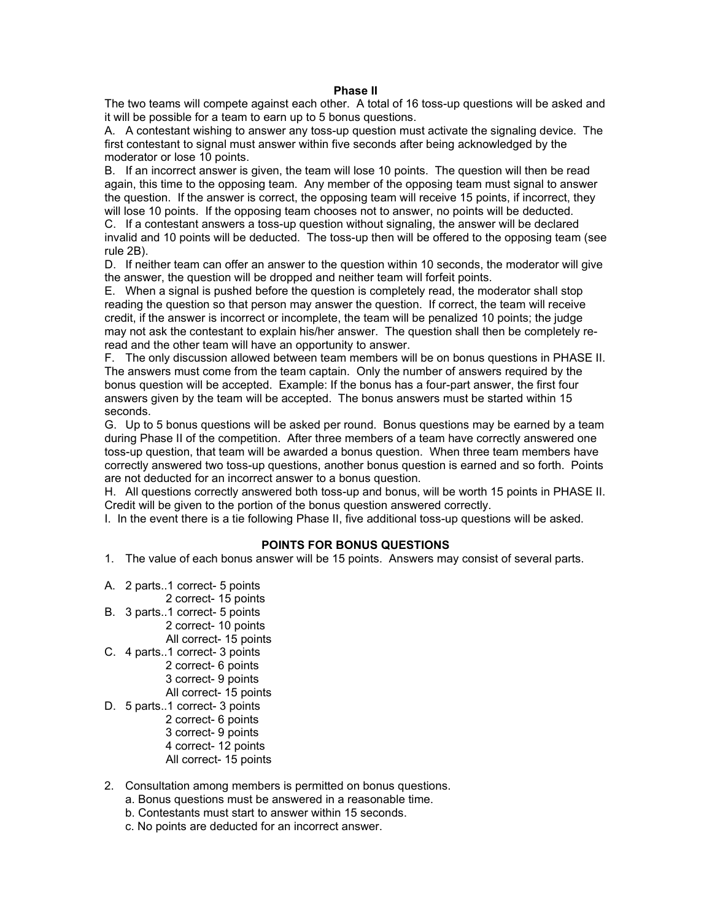## Phase II

The two teams will compete against each other. A total of 16 toss-up questions will be asked and it will be possible for a team to earn up to 5 bonus questions.

A. A contestant wishing to answer any toss-up question must activate the signaling device. The first contestant to signal must answer within five seconds after being acknowledged by the moderator or lose 10 points.

B. If an incorrect answer is given, the team will lose 10 points. The question will then be read again, this time to the opposing team. Any member of the opposing team must signal to answer the question. If the answer is correct, the opposing team will receive 15 points, if incorrect, they will lose 10 points. If the opposing team chooses not to answer, no points will be deducted.

C. If a contestant answers a toss-up question without signaling, the answer will be declared invalid and 10 points will be deducted. The toss-up then will be offered to the opposing team (see rule 2B).

D. If neither team can offer an answer to the question within 10 seconds, the moderator will give the answer, the question will be dropped and neither team will forfeit points.

E. When a signal is pushed before the question is completely read, the moderator shall stop reading the question so that person may answer the question. If correct, the team will receive credit, if the answer is incorrect or incomplete, the team will be penalized 10 points; the judge may not ask the contestant to explain his/her answer. The question shall then be completely re-read and the other team will have an opportunity to answer.

F. The only discussion allowed between team members will be on bonus questions in PHASE II. The answers must come from the team captain. Only the number of answers required by the bonus question will be accepted. Example: If the bonus has a four-part answer, the first four answers given by the team will be accepted. The bonus answers must be started within 15 seconds.

G. Up to 5 bonus questions will be asked per round. Bonus questions may be earned by a team during Phase II of the competition. After three members of a team have correctly answered one toss-up question, that team will be awarded a bonus question. When three team members have correctly answered two toss-up questions, another bonus question is earned and so forth. Points are not deducted for an incorrect answer to a bonus question.

H. All questions correctly answered both toss-up and bonus, will be worth 15 points in PHASE II. Credit will be given to the portion of the bonus question answered correctly.

I. In the event there is a tie following Phase II, five additional toss-up questions will be asked.

## POINTS FOR BONUS QUESTIONS

1. The value of each bonus answer will be 15 points. Answers may consist of several parts.

A. 2 parts..1 correct- 5 points
 2 correct- 15 points

B. 3 parts..1 correct- 5 points
 2 correct- 10 points
 All correct- 15 points

C. 4 parts..1 correct- 3 points
 2 correct- 6 points
 3 correct- 9 points
 All correct- 15 points

D. 5 parts..1 correct- 3 points
 2 correct- 6 points
 3 correct- 9 points
 4 correct- 12 points
 All correct- 15 points

2. Consultation among members is permitted on bonus questions.
   a. Bonus questions must be answered in a reasonable time.
   b. Contestants must start to answer within 15 seconds.
   c. No points are deducted for an incorrect answer.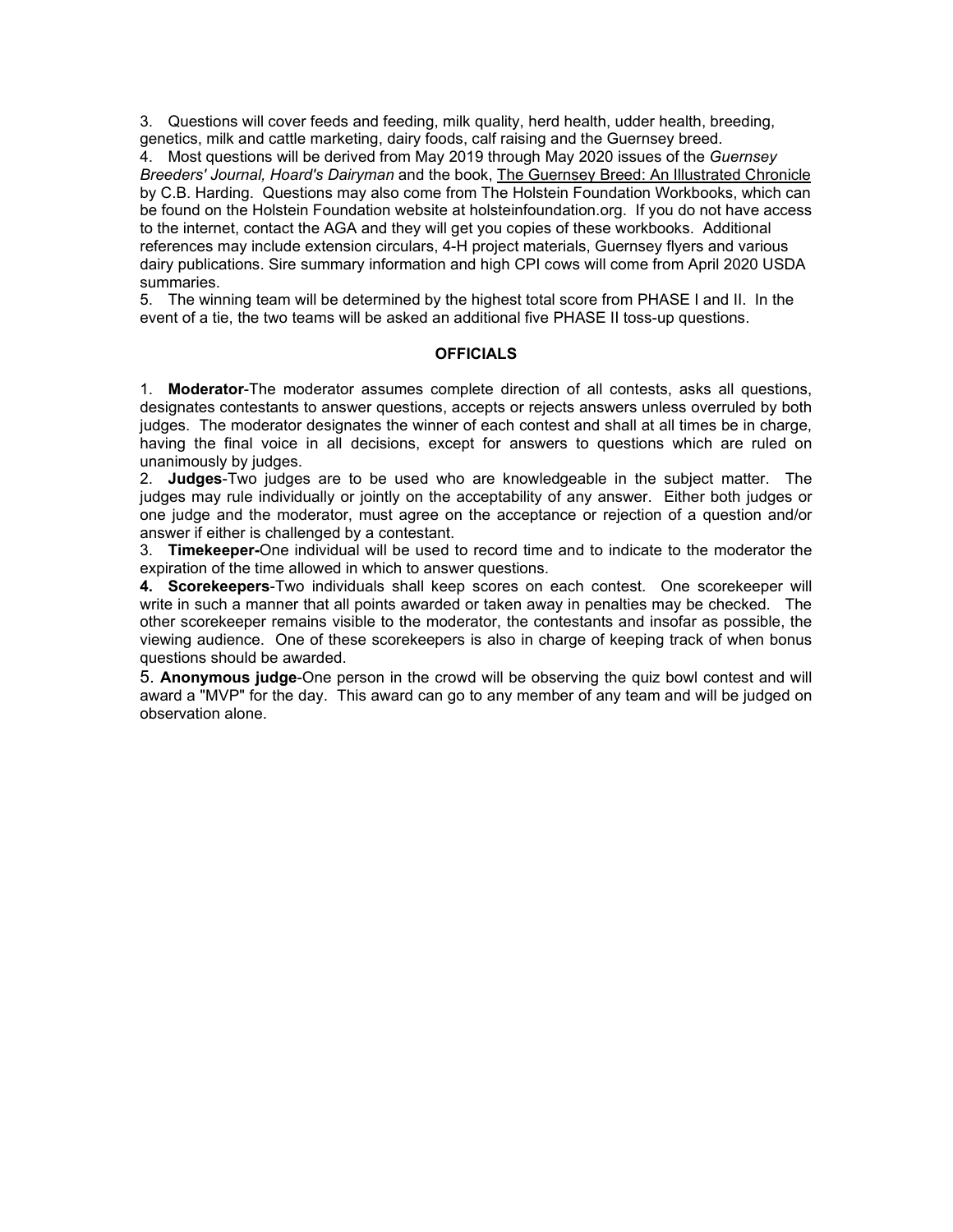3. Questions will cover feeds and feeding, milk quality, herd health, udder health, breeding, genetics, milk and cattle marketing, dairy foods, calf raising and the Guernsey breed.
4. Most questions will be derived from May 2019 through May 2020 issues of the *Guernsey Breeders' Journal, Hoard's Dairyman* and the book, The Guernsey Breed: An Illustrated Chronicle by C.B. Harding. Questions may also come from The Holstein Foundation Workbooks, which can be found on the Holstein Foundation website at holsteinfoundation.org. If you do not have access to the internet, contact the AGA and they will get you copies of these workbooks. Additional references may include extension circulars, 4-H project materials, Guernsey flyers and various dairy publications. Sire summary information and high CPI cows will come from April 2020 USDA summaries.
5. The winning team will be determined by the highest total score from PHASE I and II. In the event of a tie, the two teams will be asked an additional five PHASE II toss-up questions.

## OFFICIALS

1. **Moderator**-The moderator assumes complete direction of all contests, asks all questions, designates contestants to answer questions, accepts or rejects answers unless overruled by both judges. The moderator designates the winner of each contest and shall at all times be in charge, having the final voice in all decisions, except for answers to questions which are ruled on unanimously by judges.
2. **Judges**-Two judges are to be used who are knowledgeable in the subject matter. The judges may rule individually or jointly on the acceptability of any answer. Either both judges or one judge and the moderator, must agree on the acceptance or rejection of a question and/or answer if either is challenged by a contestant.
3. **Timekeeper-**One individual will be used to record time and to indicate to the moderator the expiration of the time allowed in which to answer questions.
4. **Scorekeepers**-Two individuals shall keep scores on each contest. One scorekeeper will write in such a manner that all points awarded or taken away in penalties may be checked. The other scorekeeper remains visible to the moderator, the contestants and insofar as possible, the viewing audience. One of these scorekeepers is also in charge of keeping track of when bonus questions should be awarded.
5. **Anonymous judge**-One person in the crowd will be observing the quiz bowl contest and will award a "MVP" for the day. This award can go to any member of any team and will be judged on observation alone.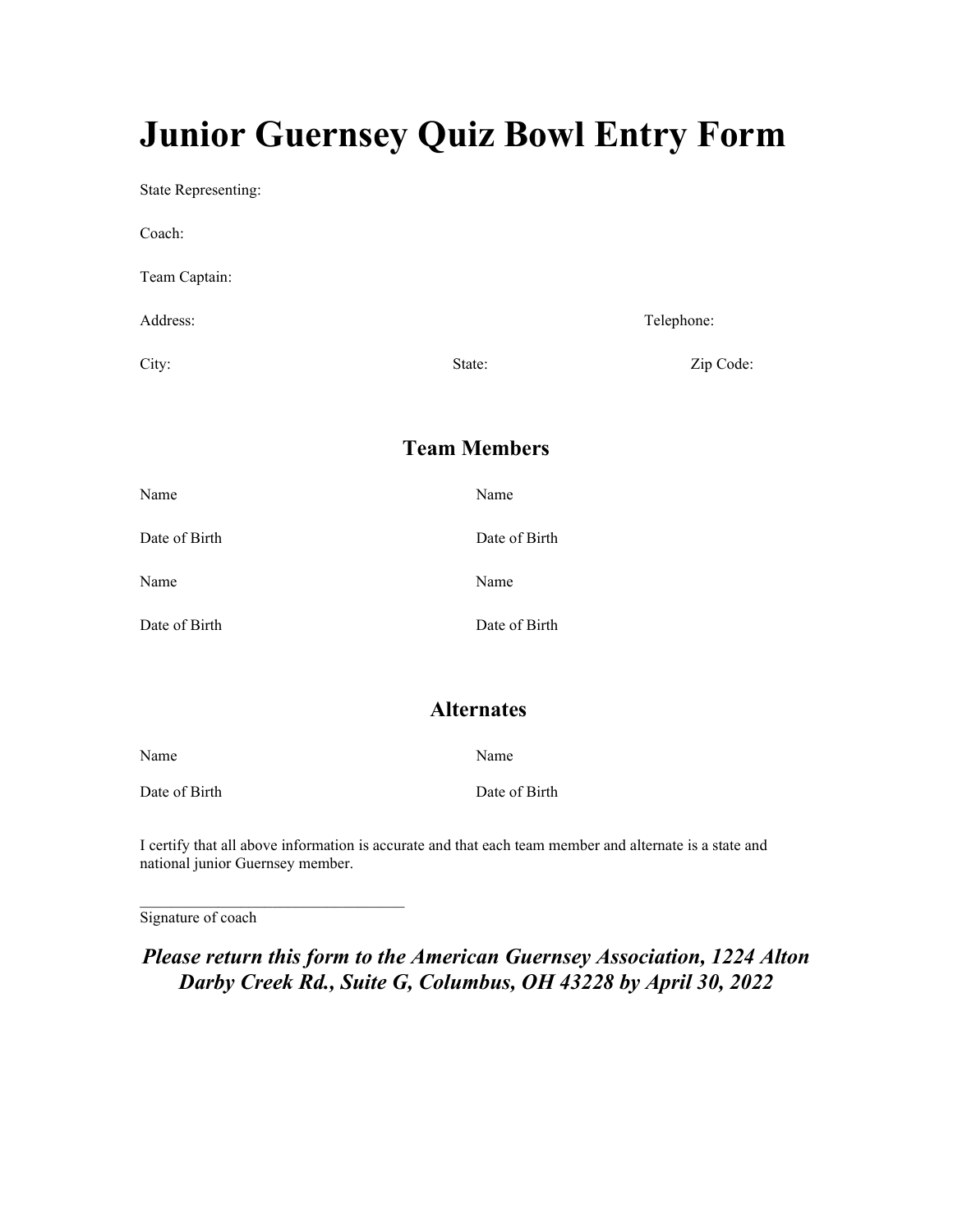# Junior Guernsey Quiz Bowl Entry Form

State Representing:

Coach:

Team Captain:

Address: Telephone:

City: State: Zip Code:

## Team Members

Name

Date of Birth

Name

Date of Birth

Name

Date of Birth

Name

Date of Birth

## Alternates

Name

Date of Birth

Name

Date of Birth

I certify that all above information is accurate and that each team member and alternate is a state and national junior Guernsey member.

\_\_\_\_\_\_\_\_\_\_\_\_\_\_\_\_\_\_\_\_\_\_\_\_\_\_\_\_\_\_\_\_\_\_

Signature of coach

***Please return this form to the American Guernsey Association, 1224 Alton Darby Creek Rd., Suite G, Columbus, OH 43228 by April 30, 2022***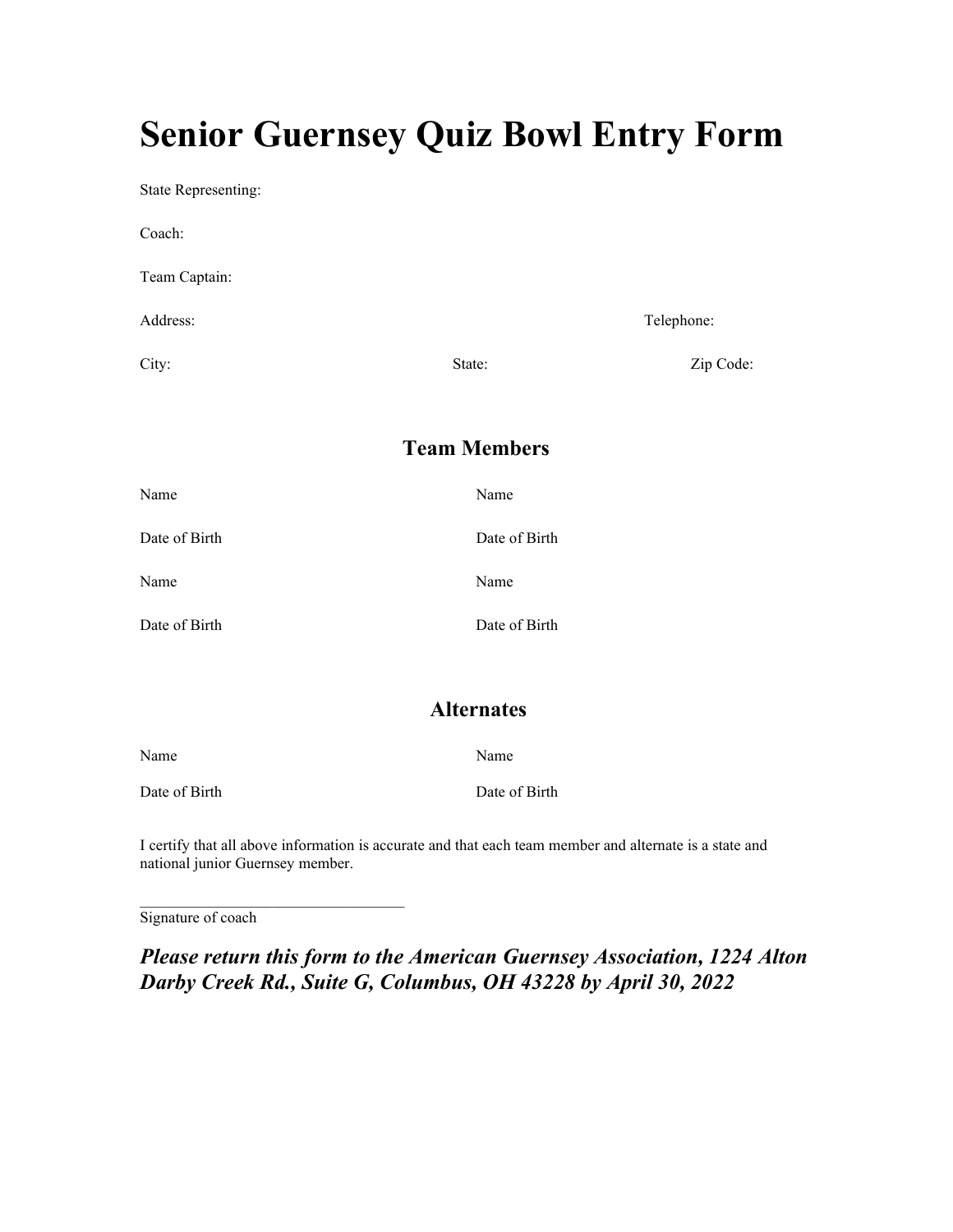# Senior Guernsey Quiz Bowl Entry Form

State Representing:

Coach:

Team Captain:

Address: Telephone:

City: State: Zip Code:

## Team Members

Name

Date of Birth

Name

Date of Birth

Name

Date of Birth

Name

Date of Birth

## Alternates

Name

Date of Birth

Name

Date of Birth

I certify that all above information is accurate and that each team member and alternate is a state and national junior Guernsey member.

\_\_\_\_\_\_\_\_\_\_\_\_\_\_\_\_\_\_\_\_\_\_\_\_\_\_\_\_\_\_\_\_\_\_

Signature of coach

***Please return this form to the American Guernsey Association, 1224 Alton Darby Creek Rd., Suite G, Columbus, OH 43228 by April 30, 2022***